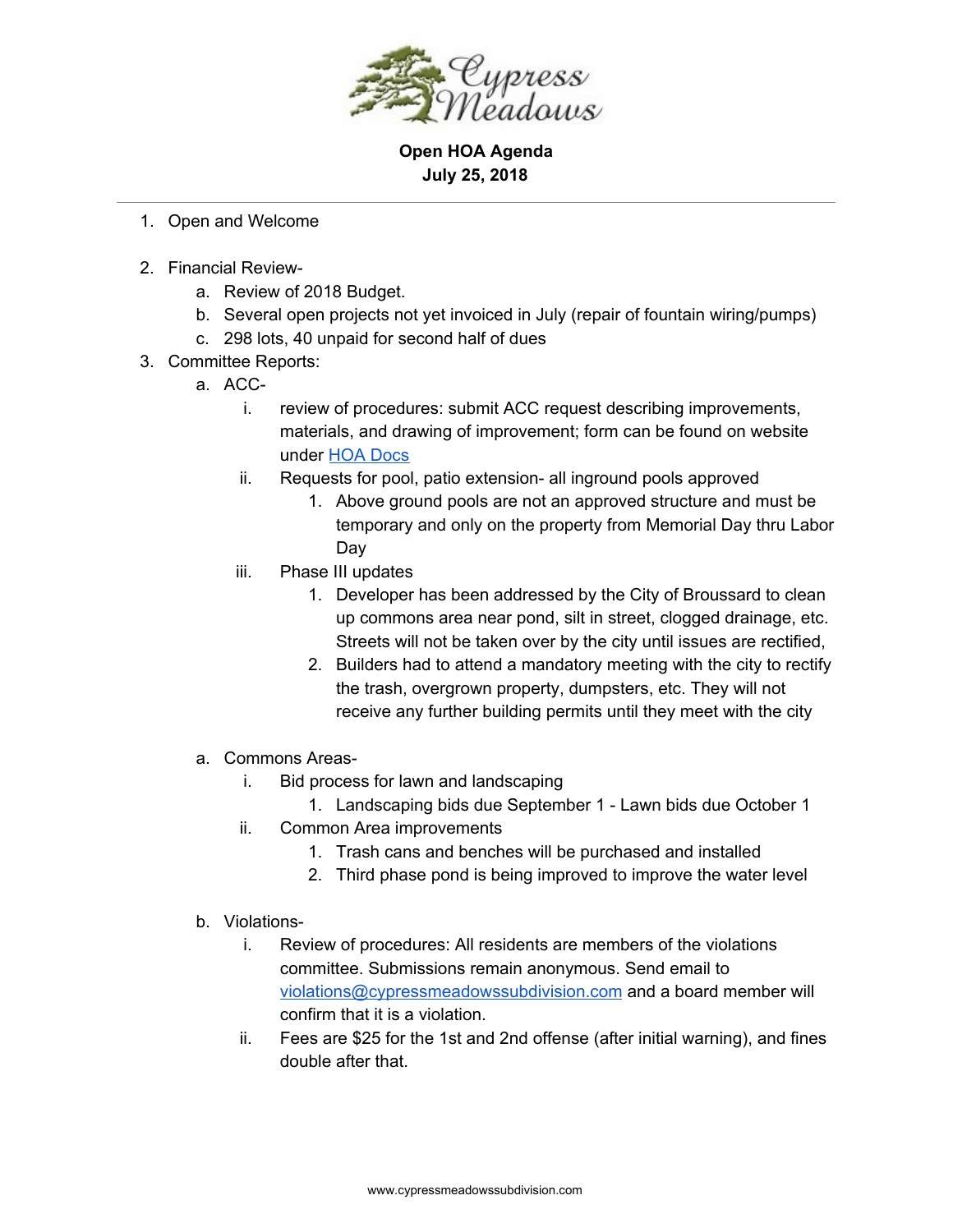**Open HOA Agenda**
**July 25, 2018**

---

1. Open and Welcome

2. Financial Review-
   a. Review of 2018 Budget.
   b. Several open projects not yet invoiced in July (repair of fountain wiring/pumps)
   c. 298 lots, 40 unpaid for second half of dues
3. Committee Reports:
   a. ACC-
      i. review of procedures: submit ACC request describing improvements, materials, and drawing of improvement; form can be found on website under [HOA Docs]()
      ii. Requests for pool, patio extension- all inground pools approved
         1. Above ground pools are not an approved structure and must be temporary and only on the property from Memorial Day thru Labor Day
      iii. Phase III updates
         1. Developer has been addressed by the City of Broussard to clean up commons area near pond, silt in street, clogged drainage, etc. Streets will not be taken over by the city until issues are rectified,
         2. Builders had to attend a mandatory meeting with the city to rectify the trash, overgrown property, dumpsters, etc. They will not receive any further building permits until they meet with the city

   a. Commons Areas-
      i. Bid process for lawn and landscaping
         1. Landscaping bids due September 1 - Lawn bids due October 1
      ii. Common Area improvements
         1. Trash cans and benches will be purchased and installed
         2. Third phase pond is being improved to improve the water level

   b. Violations-
      i. Review of procedures: All residents are members of the violations committee. Submissions remain anonymous. Send email to [violations@cypressmeadowssubdivision.com](mailto:violations@cypressmeadowssubdivision.com) and a board member will confirm that it is a violation.
      ii. Fees are $25 for the 1st and 2nd offense (after initial warning), and fines double after that.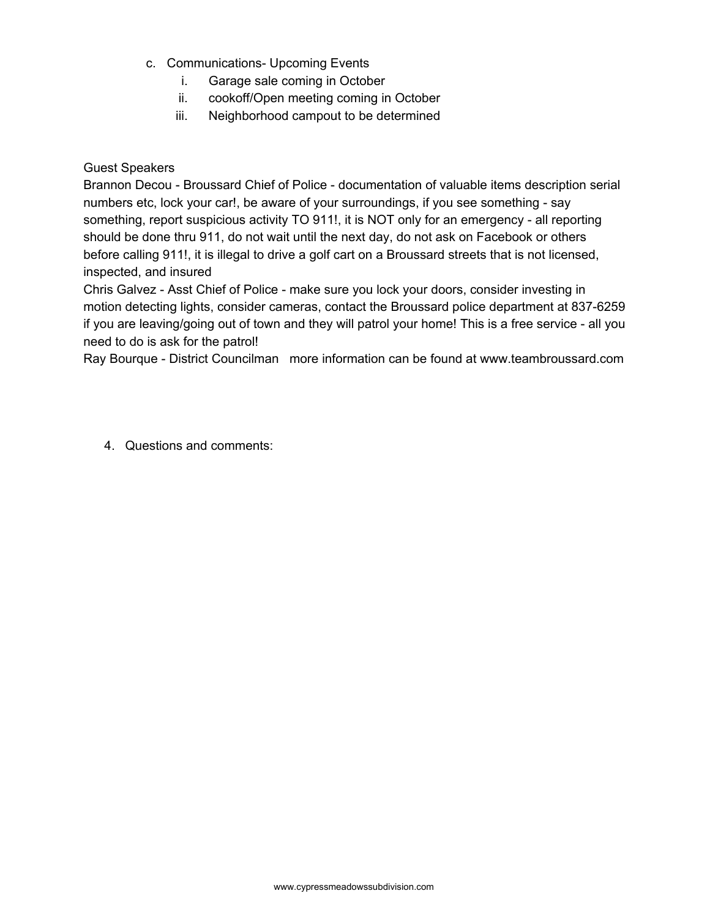c. Communications- Upcoming Events
   i. Garage sale coming in October
   ii. cookoff/Open meeting coming in October
   iii. Neighborhood campout to be determined

Guest Speakers

Brannon Decou - Broussard Chief of Police - documentation of valuable items description serial numbers etc, lock your car!, be aware of your surroundings, if you see something - say something, report suspicious activity TO 911!, it is NOT only for an emergency - all reporting should be done thru 911, do not wait until the next day, do not ask on Facebook or others before calling 911!, it is illegal to drive a golf cart on a Broussard streets that is not licensed, inspected, and insured

Chris Galvez - Asst Chief of Police - make sure you lock your doors, consider investing in motion detecting lights, consider cameras, contact the Broussard police department at 837-6259 if you are leaving/going out of town and they will patrol your home! This is a free service - all you need to do is ask for the patrol!

Ray Bourque - District Councilman more information can be found at www.teambroussard.com

4. Questions and comments: